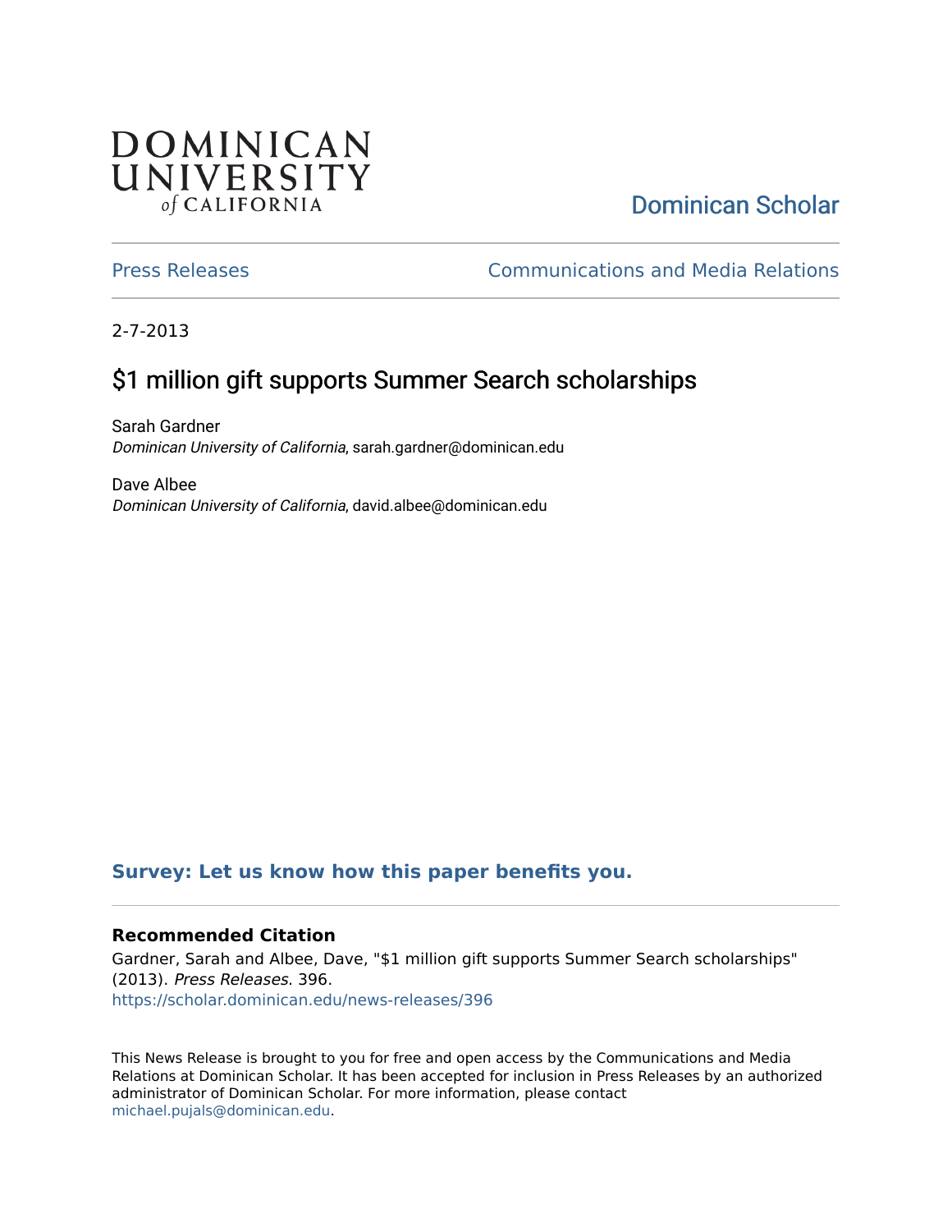DOMINICAN UNIVERSITY of CALIFORNIA

Dominican Scholar

Press Releases | Communications and Media Relations

2-7-2013

# $1 million gift supports Summer Search scholarships

Sarah Gardner
*Dominican University of California*, sarah.gardner@dominican.edu

Dave Albee
*Dominican University of California*, david.albee@dominican.edu

**Survey: Let us know how this paper benefits you.**

### Recommended Citation

Gardner, Sarah and Albee, Dave, "$1 million gift supports Summer Search scholarships" (2013). *Press Releases*. 396.
https://scholar.dominican.edu/news-releases/396

This News Release is brought to you for free and open access by the Communications and Media Relations at Dominican Scholar. It has been accepted for inclusion in Press Releases by an authorized administrator of Dominican Scholar. For more information, please contact michael.pujals@dominican.edu.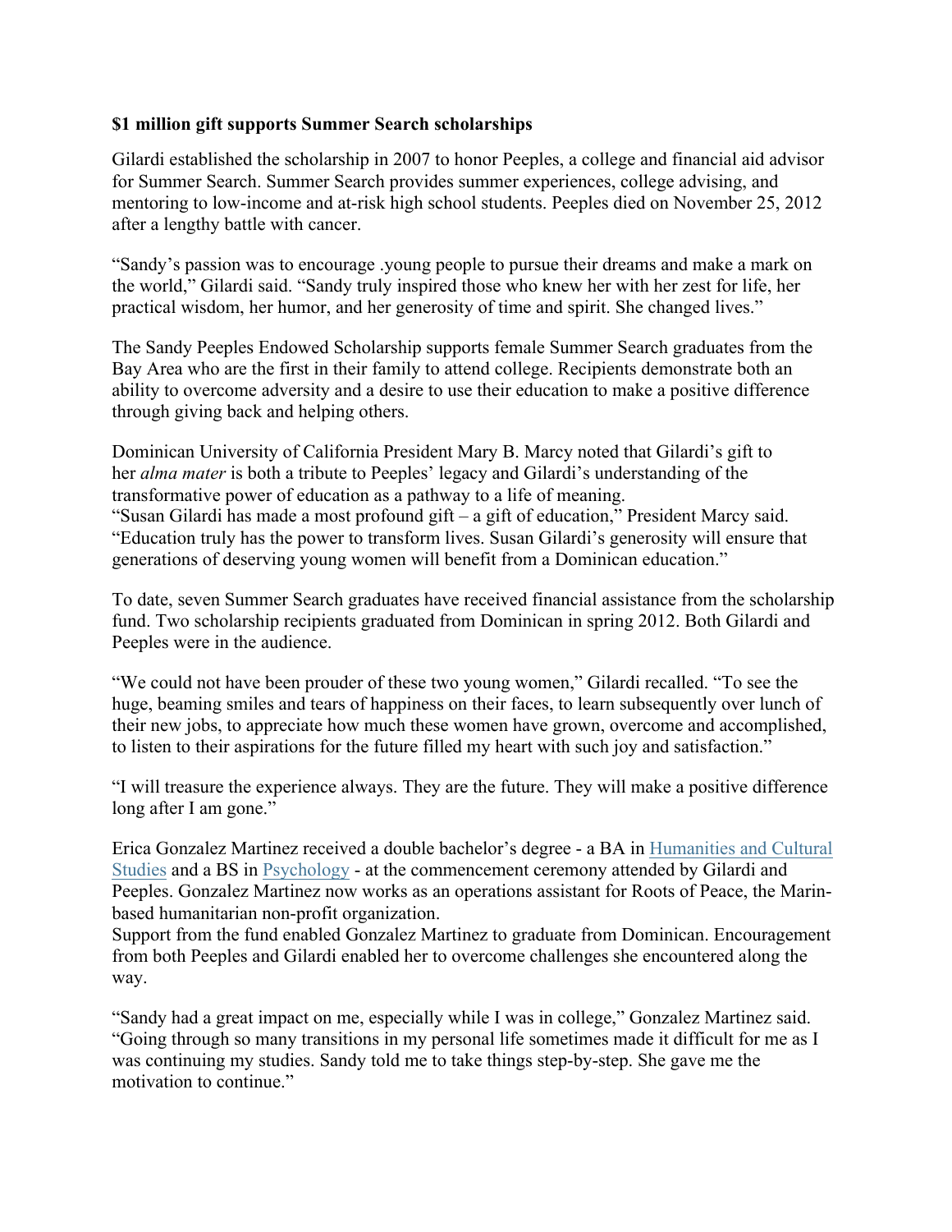**$1 million gift supports Summer Search scholarships**

Gilardi established the scholarship in 2007 to honor Peeples, a college and financial aid advisor for Summer Search. Summer Search provides summer experiences, college advising, and mentoring to low-income and at-risk high school students. Peeples died on November 25, 2012 after a lengthy battle with cancer.

"Sandy's passion was to encourage .young people to pursue their dreams and make a mark on the world," Gilardi said. "Sandy truly inspired those who knew her with her zest for life, her practical wisdom, her humor, and her generosity of time and spirit. She changed lives."

The Sandy Peeples Endowed Scholarship supports female Summer Search graduates from the Bay Area who are the first in their family to attend college. Recipients demonstrate both an ability to overcome adversity and a desire to use their education to make a positive difference through giving back and helping others.

Dominican University of California President Mary B. Marcy noted that Gilardi's gift to her *alma mater* is both a tribute to Peeples' legacy and Gilardi's understanding of the transformative power of education as a pathway to a life of meaning.
"Susan Gilardi has made a most profound gift – a gift of education," President Marcy said. "Education truly has the power to transform lives. Susan Gilardi's generosity will ensure that generations of deserving young women will benefit from a Dominican education."

To date, seven Summer Search graduates have received financial assistance from the scholarship fund. Two scholarship recipients graduated from Dominican in spring 2012. Both Gilardi and Peeples were in the audience.

"We could not have been prouder of these two young women," Gilardi recalled. "To see the huge, beaming smiles and tears of happiness on their faces, to learn subsequently over lunch of their new jobs, to appreciate how much these women have grown, overcome and accomplished, to listen to their aspirations for the future filled my heart with such joy and satisfaction."

"I will treasure the experience always. They are the future. They will make a positive difference long after I am gone."

Erica Gonzalez Martinez received a double bachelor's degree - a BA in Humanities and Cultural Studies and a BS in Psychology - at the commencement ceremony attended by Gilardi and Peeples. Gonzalez Martinez now works as an operations assistant for Roots of Peace, the Marin-based humanitarian non-profit organization.
Support from the fund enabled Gonzalez Martinez to graduate from Dominican. Encouragement from both Peeples and Gilardi enabled her to overcome challenges she encountered along the way.

"Sandy had a great impact on me, especially while I was in college," Gonzalez Martinez said. "Going through so many transitions in my personal life sometimes made it difficult for me as I was continuing my studies. Sandy told me to take things step-by-step. She gave me the motivation to continue."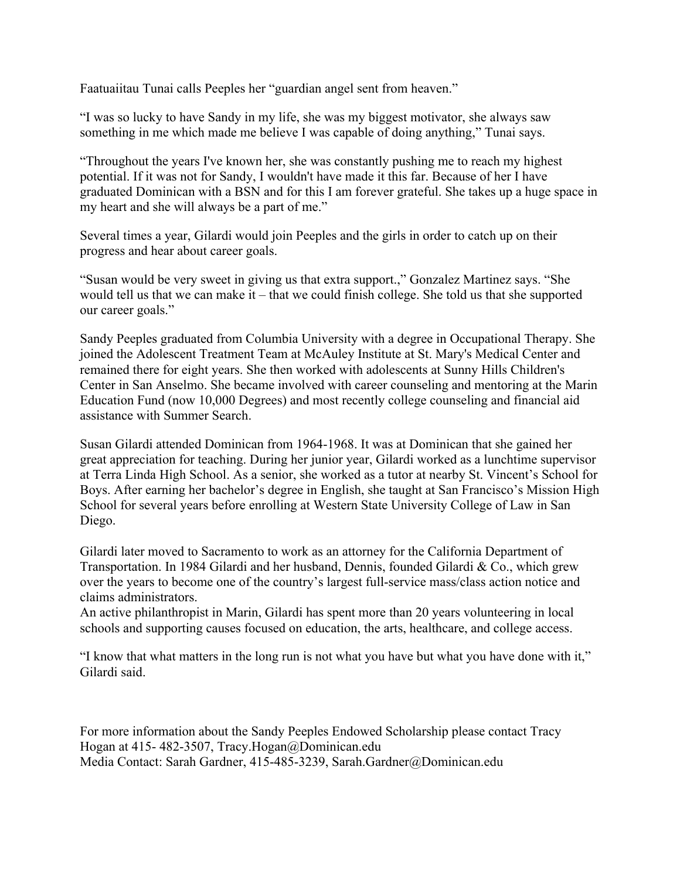Faatuaiitau Tunai calls Peeples her "guardian angel sent from heaven."

"I was so lucky to have Sandy in my life, she was my biggest motivator, she always saw something in me which made me believe I was capable of doing anything," Tunai says.

"Throughout the years I've known her, she was constantly pushing me to reach my highest potential. If it was not for Sandy, I wouldn't have made it this far. Because of her I have graduated Dominican with a BSN and for this I am forever grateful. She takes up a huge space in my heart and she will always be a part of me."

Several times a year, Gilardi would join Peeples and the girls in order to catch up on their progress and hear about career goals.

"Susan would be very sweet in giving us that extra support.," Gonzalez Martinez says. "She would tell us that we can make it – that we could finish college. She told us that she supported our career goals."

Sandy Peeples graduated from Columbia University with a degree in Occupational Therapy. She joined the Adolescent Treatment Team at McAuley Institute at St. Mary's Medical Center and remained there for eight years. She then worked with adolescents at Sunny Hills Children's Center in San Anselmo. She became involved with career counseling and mentoring at the Marin Education Fund (now 10,000 Degrees) and most recently college counseling and financial aid assistance with Summer Search.

Susan Gilardi attended Dominican from 1964-1968. It was at Dominican that she gained her great appreciation for teaching. During her junior year, Gilardi worked as a lunchtime supervisor at Terra Linda High School. As a senior, she worked as a tutor at nearby St. Vincent's School for Boys. After earning her bachelor's degree in English, she taught at San Francisco's Mission High School for several years before enrolling at Western State University College of Law in San Diego.

Gilardi later moved to Sacramento to work as an attorney for the California Department of Transportation. In 1984 Gilardi and her husband, Dennis, founded Gilardi & Co., which grew over the years to become one of the country's largest full-service mass/class action notice and claims administrators.
An active philanthropist in Marin, Gilardi has spent more than 20 years volunteering in local schools and supporting causes focused on education, the arts, healthcare, and college access.

"I know that what matters in the long run is not what you have but what you have done with it," Gilardi said.

For more information about the Sandy Peeples Endowed Scholarship please contact Tracy Hogan at 415- 482-3507, Tracy.Hogan@Dominican.edu
Media Contact: Sarah Gardner, 415-485-3239, Sarah.Gardner@Dominican.edu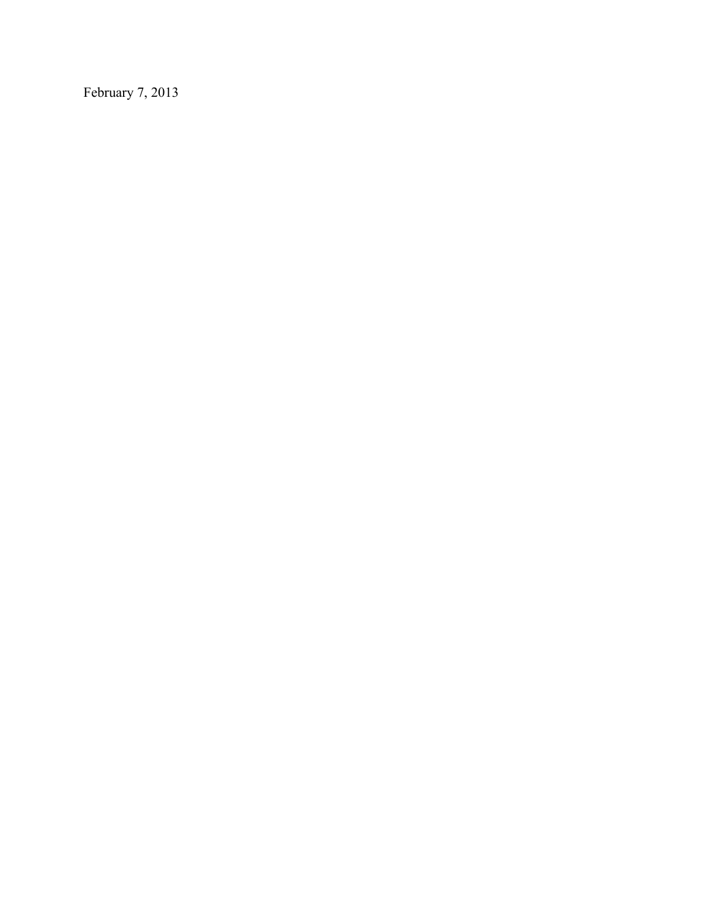February 7, 2013